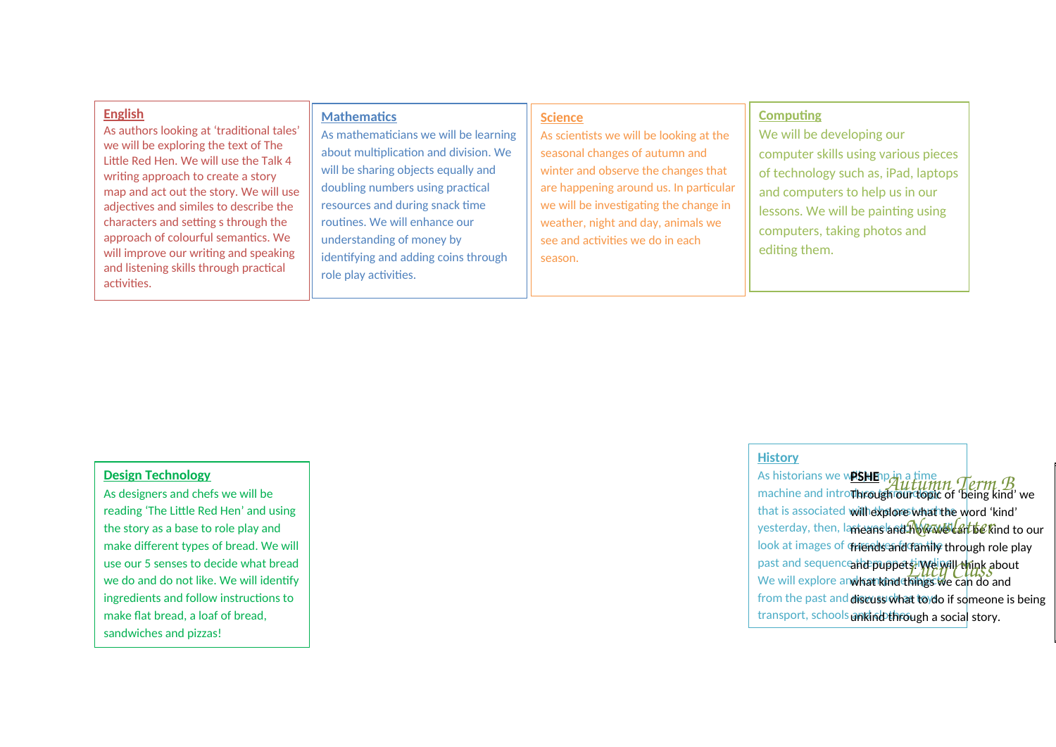# Autumn Term B Newsletter

## Lucy Class

### English

As authors looking at 'traditional tales' we will be exploring the text of The Little Red Hen. We will use the Talk 4 writing approach to create a story map and act out the story. We will use adjectives and similes to describe the characters and setting s through the approach of colourful semantics. We will improve our writing and speaking and listening skills through practical activities.

### Mathematics

As mathematicians we will be learning about multiplication and division. We will be sharing objects equally and doubling numbers using practical resources and during snack time routines. We will enhance our understanding of money by identifying and adding coins through role play activities.

### Science

As scientists we will be looking at the seasonal changes of autumn and winter and observe the changes that are happening around us. In particular we will be investigating the change in weather, night and day, animals we see and activities we do in each season.

### Computing

We will be developing our computer skills using various pieces of technology such as, iPad, laptops and computers to help us in our lessons. We will be painting using computers, taking photos and editing them.

### Design Technology

As designers and chefs we will be reading 'The Little Red Hen' and using the story as a base to role play and make different types of bread. We will use our 5 senses to decide what bread we do and do not like. We will identify ingredients and follow instructions to make flat bread, a loaf of bread, sandwiches and pizzas!

### History

As historians we will jump in a time machine and introduce vocabulary that is associated with the past such as yesterday, then, last week etc. We will look at images of ourselves from the past and sequence them on a timeline. We will explore and compare objects from the past and now such as toys, transport, schools and clothes.

### PSHE

Through our topic of 'being kind' we will explore what the word 'kind' means and how we can be kind to our friends and family through role play and puppets. We will think about what kind things we can do and discuss what to do if someone is being unkind through a social story.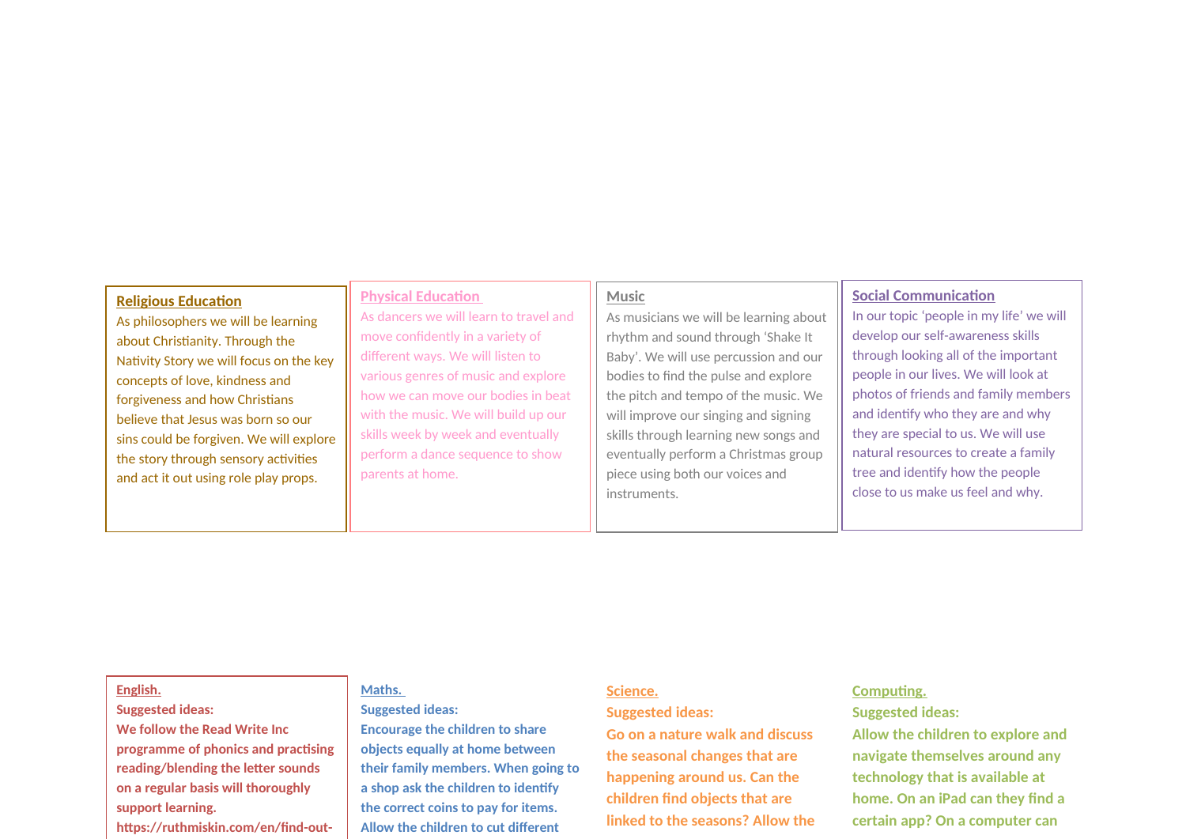## Religious Education

As philosophers we will be learning about Christianity. Through the Nativity Story we will focus on the key concepts of love, kindness and forgiveness and how Christians believe that Jesus was born so our sins could be forgiven. We will explore the story through sensory activities and act it out using role play props.

## Physical Education

As dancers we will learn to travel and move confidently in a variety of different ways. We will listen to various genres of music and explore how we can move our bodies in beat with the music. We will build up our skills week by week and eventually perform a dance sequence to show parents at home.

## Music

As musicians we will be learning about rhythm and sound through 'Shake It Baby'. We will use percussion and our bodies to find the pulse and explore the pitch and tempo of the music. We will improve our singing and signing skills through learning new songs and eventually perform a Christmas group piece using both our voices and instruments.

## Social Communication

In our topic 'people in my life' we will develop our self-awareness skills through looking all of the important people in our lives. We will look at photos of friends and family members and identify who they are and why they are special to us. We will use natural resources to create a family tree and identify how the people close to us make us feel and why.

## English.

**Suggested ideas:**

**We follow the Read Write Inc programme of phonics and practising reading/blending the letter sounds on a regular basis will thoroughly support learning.**

**https://ruthmiskin.com/en/find-out-**

## Maths.

**Suggested ideas:**

**Encourage the children to share objects equally at home between their family members. When going to a shop ask the children to identify the correct coins to pay for items. Allow the children to cut different**

## Science.

**Suggested ideas:**

**Go on a nature walk and discuss the seasonal changes that are happening around us. Can the children find objects that are linked to the seasons? Allow the**

## Computing.

**Suggested ideas:**

**Allow the children to explore and navigate themselves around any technology that is available at home. On an iPad can they find a certain app? On a computer can**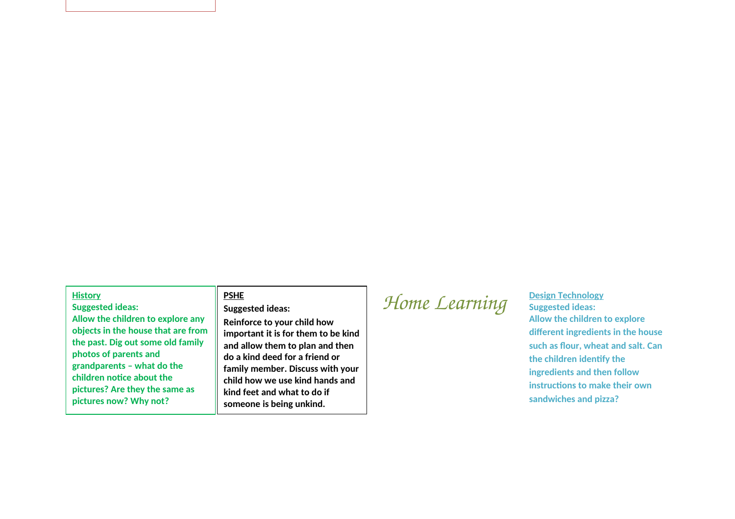**History**
**Suggested ideas:**
**Allow the children to explore any objects in the house that are from the past. Dig out some old family photos of parents and grandparents – what do the children notice about the pictures? Are they the same as pictures now? Why not?**

**PSHE**
**Suggested ideas:**
**Reinforce to your child how important it is for them to be kind and allow them to plan and then do a kind deed for a friend or family member. Discuss with your child how we use kind hands and kind feet and what to do if someone is being unkind.**

*Home Learning*

**Design Technology**
**Suggested ideas:**
**Allow the children to explore different ingredients in the house such as flour, wheat and salt. Can the children identify the ingredients and then follow instructions to make their own sandwiches and pizza?**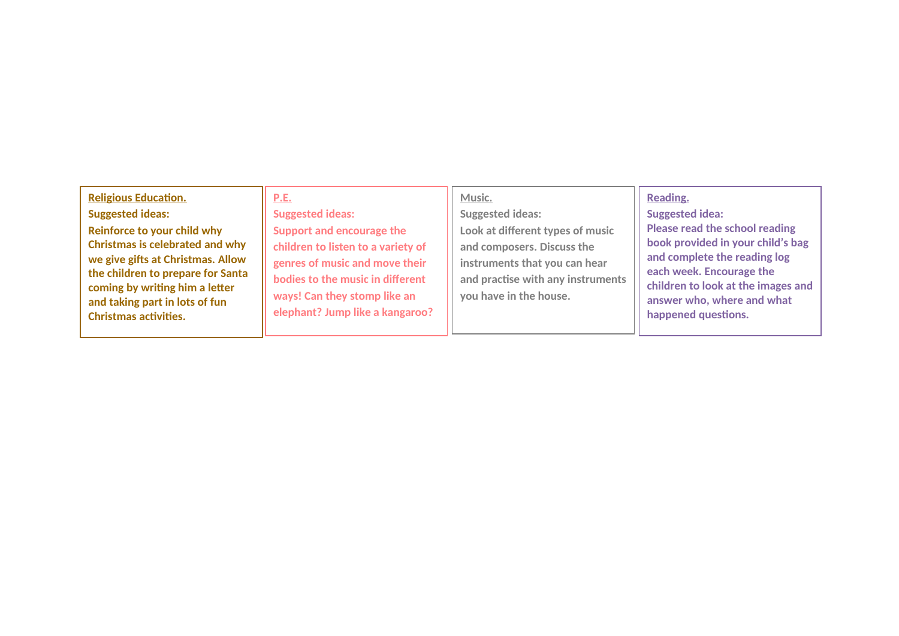**Religious Education.**

**Suggested ideas:**

**Reinforce to your child why Christmas is celebrated and why we give gifts at Christmas. Allow the children to prepare for Santa coming by writing him a letter and taking part in lots of fun Christmas activities.**

**P.E.**

**Suggested ideas:**

**Support and encourage the children to listen to a variety of genres of music and move their bodies to the music in different ways! Can they stomp like an elephant? Jump like a kangaroo?**

**Music.**

**Suggested ideas:**

**Look at different types of music and composers. Discuss the instruments that you can hear and practise with any instruments you have in the house.**

**Reading.**

**Suggested idea:**

**Please read the school reading book provided in your child's bag and complete the reading log each week. Encourage the children to look at the images and answer who, where and what happened questions.**